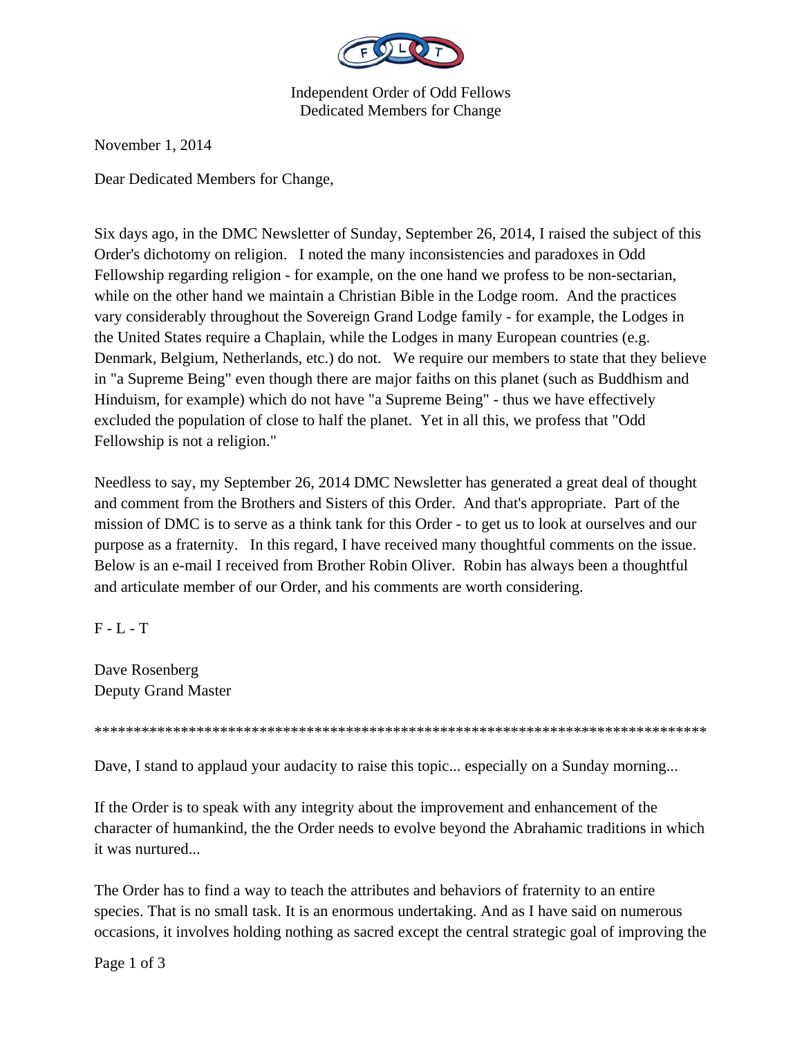Independent Order of Odd Fellows
Dedicated Members for Change

November 1, 2014

Dear Dedicated Members for Change,

Six days ago, in the DMC Newsletter of Sunday, September 26, 2014, I raised the subject of this Order's dichotomy on religion. I noted the many inconsistencies and paradoxes in Odd Fellowship regarding religion - for example, on the one hand we profess to be non-sectarian, while on the other hand we maintain a Christian Bible in the Lodge room. And the practices vary considerably throughout the Sovereign Grand Lodge family - for example, the Lodges in the United States require a Chaplain, while the Lodges in many European countries (e.g. Denmark, Belgium, Netherlands, etc.) do not. We require our members to state that they believe in "a Supreme Being" even though there are major faiths on this planet (such as Buddhism and Hinduism, for example) which do not have "a Supreme Being" - thus we have effectively excluded the population of close to half the planet. Yet in all this, we profess that "Odd Fellowship is not a religion."

Needless to say, my September 26, 2014 DMC Newsletter has generated a great deal of thought and comment from the Brothers and Sisters of this Order. And that's appropriate. Part of the mission of DMC is to serve as a think tank for this Order - to get us to look at ourselves and our purpose as a fraternity. In this regard, I have received many thoughtful comments on the issue. Below is an e-mail I received from Brother Robin Oliver. Robin has always been a thoughtful and articulate member of our Order, and his comments are worth considering.

F - L - T

Dave Rosenberg
Deputy Grand Master

********************************************************************************

Dave, I stand to applaud your audacity to raise this topic... especially on a Sunday morning...

If the Order is to speak with any integrity about the improvement and enhancement of the character of humankind, the the Order needs to evolve beyond the Abrahamic traditions in which it was nurtured...

The Order has to find a way to teach the attributes and behaviors of fraternity to an entire species. That is no small task. It is an enormous undertaking. And as I have said on numerous occasions, it involves holding nothing as sacred except the central strategic goal of improving the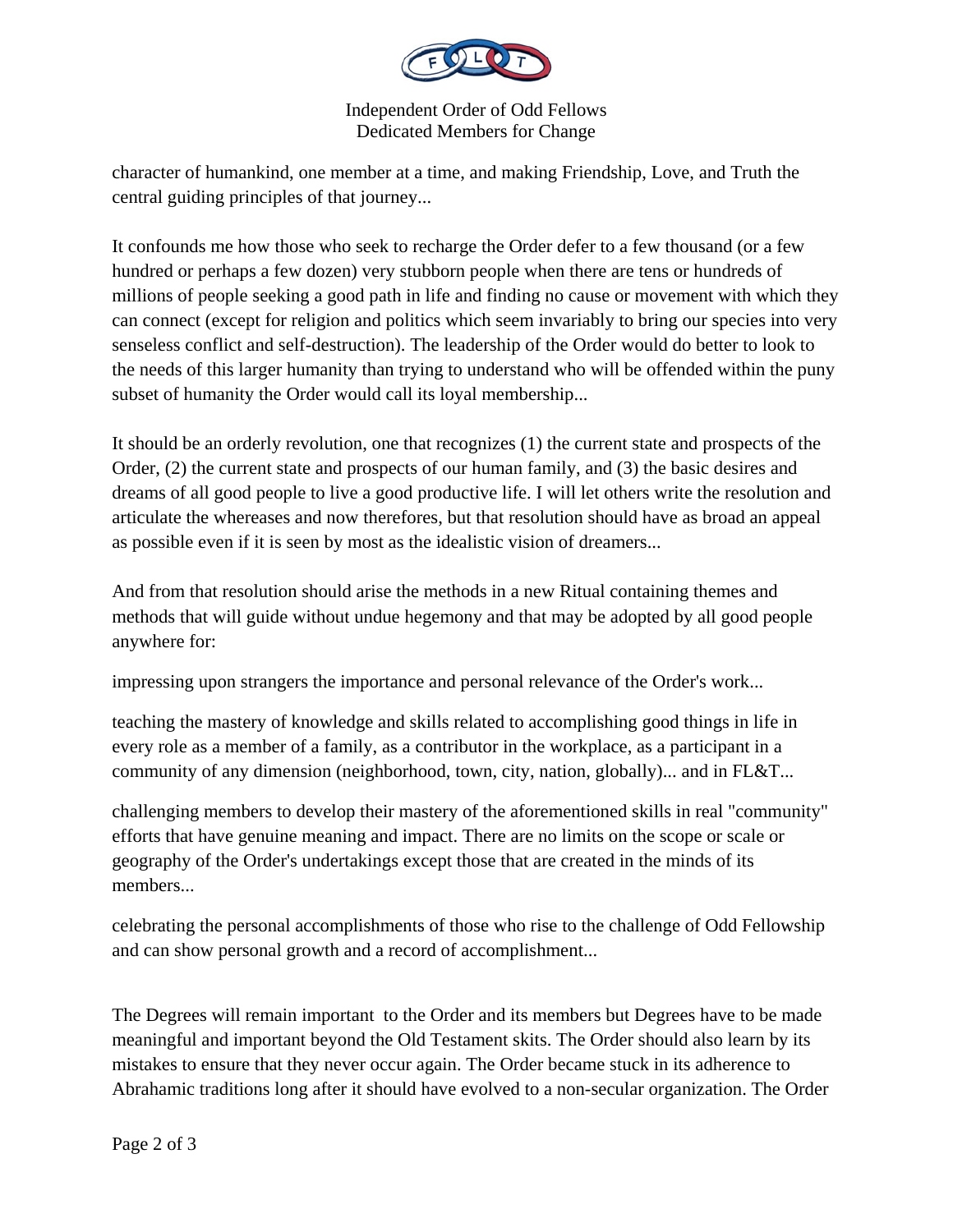character of humankind, one member at a time, and making Friendship, Love, and Truth the central guiding principles of that journey...

It confounds me how those who seek to recharge the Order defer to a few thousand (or a few hundred or perhaps a few dozen) very stubborn people when there are tens or hundreds of millions of people seeking a good path in life and finding no cause or movement with which they can connect (except for religion and politics which seem invariably to bring our species into very senseless conflict and self-destruction). The leadership of the Order would do better to look to the needs of this larger humanity than trying to understand who will be offended within the puny subset of humanity the Order would call its loyal membership...

It should be an orderly revolution, one that recognizes (1) the current state and prospects of the Order, (2) the current state and prospects of our human family, and (3) the basic desires and dreams of all good people to live a good productive life. I will let others write the resolution and articulate the whereases and now therefores, but that resolution should have as broad an appeal as possible even if it is seen by most as the idealistic vision of dreamers...

And from that resolution should arise the methods in a new Ritual containing themes and methods that will guide without undue hegemony and that may be adopted by all good people anywhere for:

impressing upon strangers the importance and personal relevance of the Order's work...

teaching the mastery of knowledge and skills related to accomplishing good things in life in every role as a member of a family, as a contributor in the workplace, as a participant in a community of any dimension (neighborhood, town, city, nation, globally)... and in FL&T...

challenging members to develop their mastery of the aforementioned skills in real "community" efforts that have genuine meaning and impact. There are no limits on the scope or scale or geography of the Order's undertakings except those that are created in the minds of its members...

celebrating the personal accomplishments of those who rise to the challenge of Odd Fellowship and can show personal growth and a record of accomplishment...

The Degrees will remain important to the Order and its members but Degrees have to be made meaningful and important beyond the Old Testament skits. The Order should also learn by its mistakes to ensure that they never occur again. The Order became stuck in its adherence to Abrahamic traditions long after it should have evolved to a non-secular organization. The Order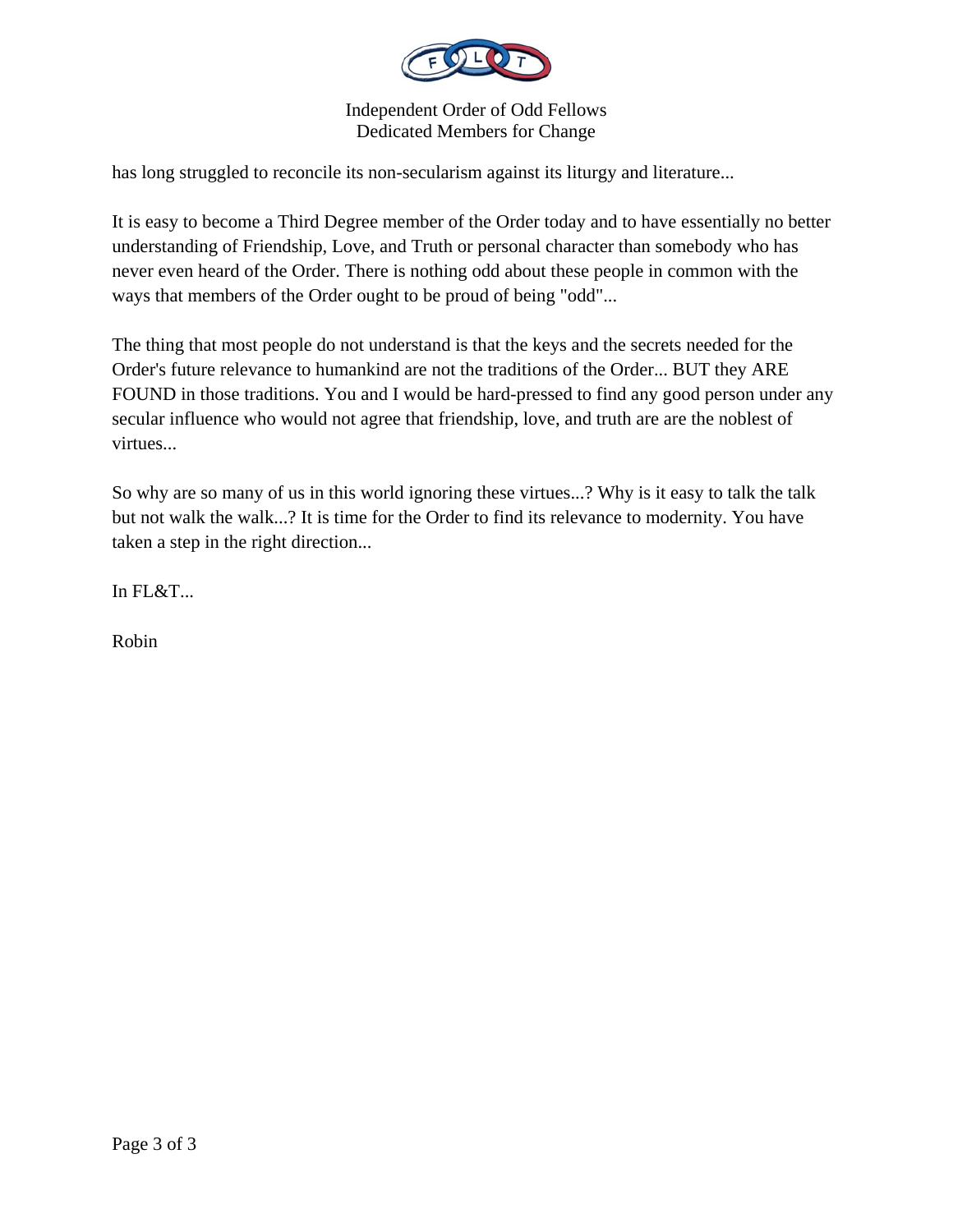has long struggled to reconcile its non-secularism against its liturgy and literature...

It is easy to become a Third Degree member of the Order today and to have essentially no better understanding of Friendship, Love, and Truth or personal character than somebody who has never even heard of the Order. There is nothing odd about these people in common with the ways that members of the Order ought to be proud of being "odd"...

The thing that most people do not understand is that the keys and the secrets needed for the Order's future relevance to humankind are not the traditions of the Order... BUT they ARE FOUND in those traditions. You and I would be hard-pressed to find any good person under any secular influence who would not agree that friendship, love, and truth are are the noblest of virtues...

So why are so many of us in this world ignoring these virtues...? Why is it easy to talk the talk but not walk the walk...? It is time for the Order to find its relevance to modernity. You have taken a step in the right direction...

In FL&T...

Robin